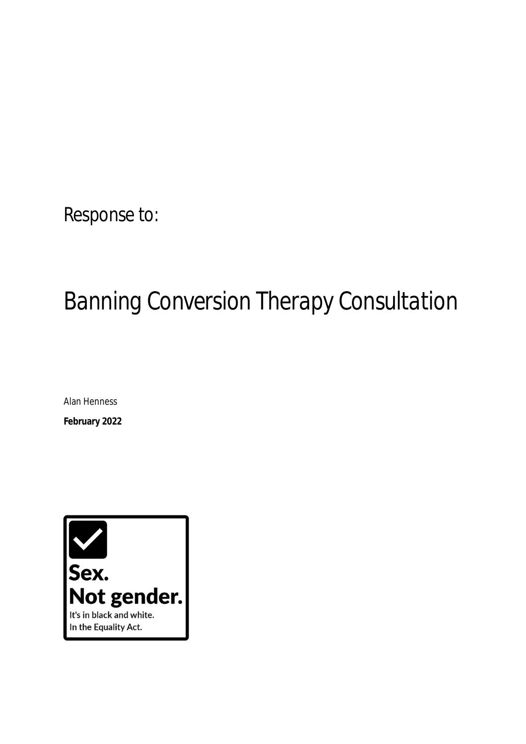Response to:

# Banning Conversion Therapy Consultation

Alan Henness

**February 2022**

**Sex.**
**Not gender.**
It's in black and white.
In the Equality Act.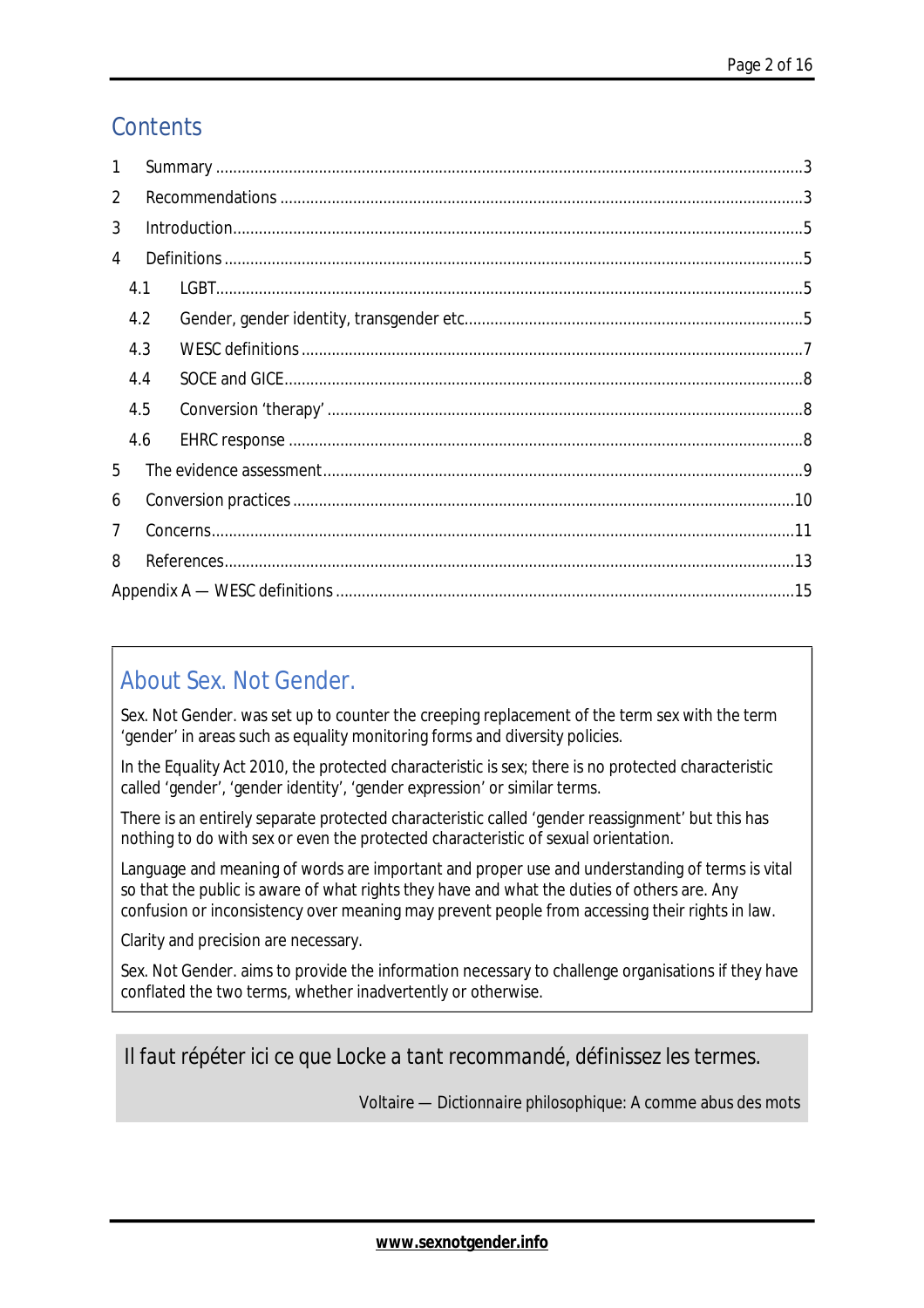## Contents

1 Summary ....................................................................................................................................3

2 Recommendations ...................................................................................................................3

3 Introduction...............................................................................................................................5

4 Definitions .................................................................................................................................5

  4.1 LGBT...................................................................................................................................5

  4.2 Gender, gender identity, transgender etc.............................................................................5

  4.3 WESC definitions ................................................................................................................7

  4.4 SOCE and GICE...................................................................................................................8

  4.5 Conversion 'therapy' ...........................................................................................................8

  4.6 EHRC response ..................................................................................................................8

5 The evidence assessment..........................................................................................................9

6 Conversion practices ...............................................................................................................10

7 Concerns..................................................................................................................................11

8 References...............................................................................................................................13

Appendix A — WESC definitions ..................................................................................................15

## About Sex. Not Gender.

Sex. Not Gender. was set up to counter the creeping replacement of the term sex with the term 'gender' in areas such as equality monitoring forms and diversity policies.

In the Equality Act 2010, the protected characteristic is sex; there is no protected characteristic called 'gender', 'gender identity', 'gender expression' or similar terms.

There is an entirely separate protected characteristic called 'gender reassignment' but this has nothing to do with sex or even the protected characteristic of sexual orientation.

Language and meaning of words are important and proper use and understanding of terms is vital so that the public is aware of what rights they have and what the duties of others are. Any confusion or inconsistency over meaning may prevent people from accessing their rights in law.

Clarity and precision are necessary.

Sex. Not Gender. aims to provide the information necessary to challenge organisations if they have conflated the two terms, whether inadvertently or otherwise.

> Il faut répéter ici ce que Locke a tant recommandé, définissez les termes.
>
> Voltaire — Dictionnaire philosophique: A comme abus des mots

**www.sexnotgender.info**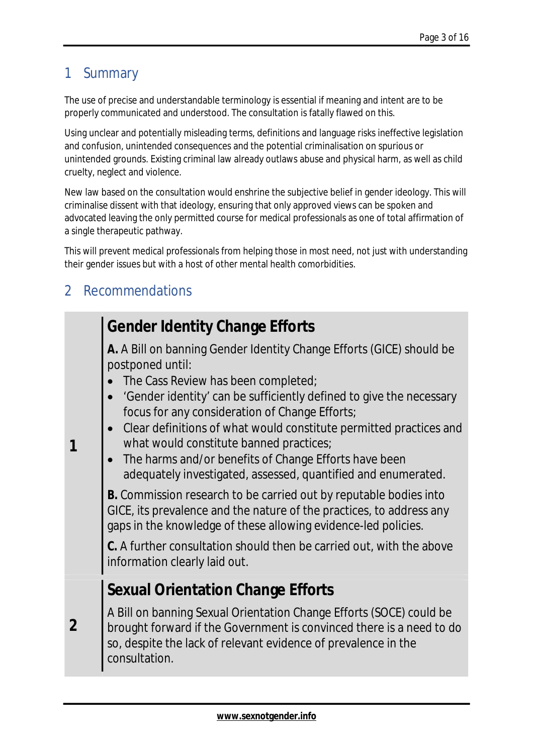# 1 Summary

The use of precise and understandable terminology is essential if meaning and intent are to be properly communicated and understood. The consultation is fatally flawed on this.

Using unclear and potentially misleading terms, definitions and language risks ineffective legislation and confusion, unintended consequences and the potential criminalisation on spurious or unintended grounds. Existing criminal law already outlaws abuse and physical harm, as well as child cruelty, neglect and violence.

New law based on the consultation would enshrine the subjective belief in gender ideology. This will criminalise dissent with that ideology, ensuring that only approved views can be spoken and advocated leaving the only permitted course for medical professionals as one of total affirmation of a single therapeutic pathway.

This will prevent medical professionals from helping those in most need, not just with understanding their gender issues but with a host of other mental health comorbidities.

# 2 Recommendations

| | |
|---|---|
| **1** | **Gender Identity Change Efforts**<br><br>**A.** A Bill on banning Gender Identity Change Efforts (GICE) should be postponed until:<br>• The Cass Review has been completed;<br>• 'Gender identity' can be sufficiently defined to give the necessary focus for any consideration of Change Efforts;<br>• Clear definitions of what would constitute permitted practices and what would constitute banned practices;<br>• The harms and/or benefits of Change Efforts have been adequately investigated, assessed, quantified and enumerated.<br><br>**B.** Commission research to be carried out by reputable bodies into GICE, its prevalence and the nature of the practices, to address any gaps in the knowledge of these allowing evidence-led policies.<br><br>**C.** A further consultation should then be carried out, with the above information clearly laid out. |
| **2** | **Sexual Orientation Change Efforts**<br><br>A Bill on banning Sexual Orientation Change Efforts (SOCE) could be brought forward if the Government is convinced there is a need to do so, despite the lack of relevant evidence of prevalence in the consultation. |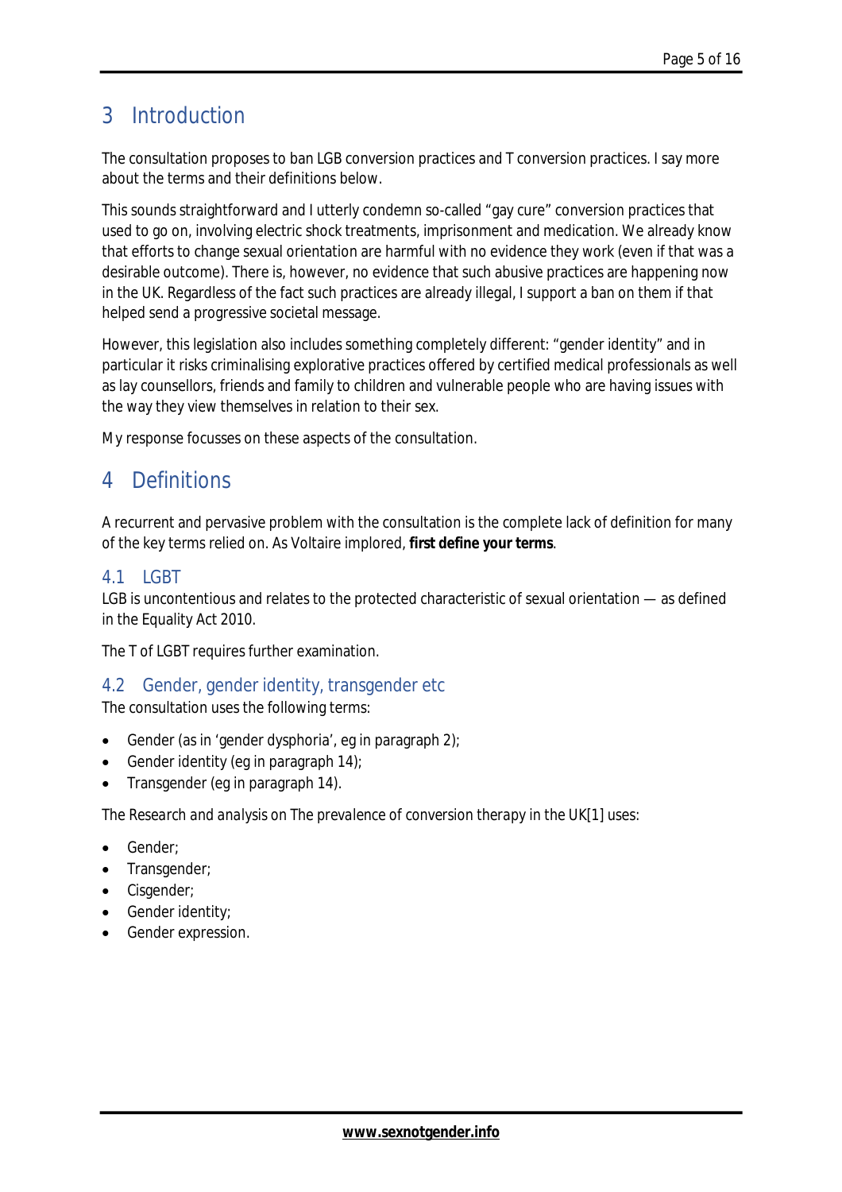# 3 Introduction

The consultation proposes to ban LGB conversion practices and T conversion practices. I say more about the terms and their definitions below.

This sounds straightforward and I utterly condemn so-called "gay cure" conversion practices that used to go on, involving electric shock treatments, imprisonment and medication. We already know that efforts to change sexual orientation are harmful with no evidence they work (even if that was a desirable outcome). There is, however, no evidence that such abusive practices are happening now in the UK. Regardless of the fact such practices are already illegal, I support a ban on them if that helped send a progressive societal message.

However, this legislation also includes something completely different: "gender identity" and in particular it risks criminalising explorative practices offered by certified medical professionals as well as lay counsellors, friends and family to children and vulnerable people who are having issues with the way they view themselves in relation to their sex.

My response focusses on these aspects of the consultation.

# 4 Definitions

A recurrent and pervasive problem with the consultation is the complete lack of definition for many of the key terms relied on. As Voltaire implored, **first define your terms**.

## 4.1 LGBT

LGB is uncontentious and relates to the protected characteristic of sexual orientation — as defined in the Equality Act 2010.

The T of LGBT requires further examination.

## 4.2 Gender, gender identity, transgender etc

The consultation uses the following terms:

- Gender (as in 'gender dysphoria', eg in paragraph 2);
- Gender identity (eg in paragraph 14);
- Transgender (eg in paragraph 14).

The *Research and analysis* on *The prevalence of conversion therapy in the UK*[1] uses:

- Gender;
- Transgender;
- Cisgender;
- Gender identity;
- Gender expression.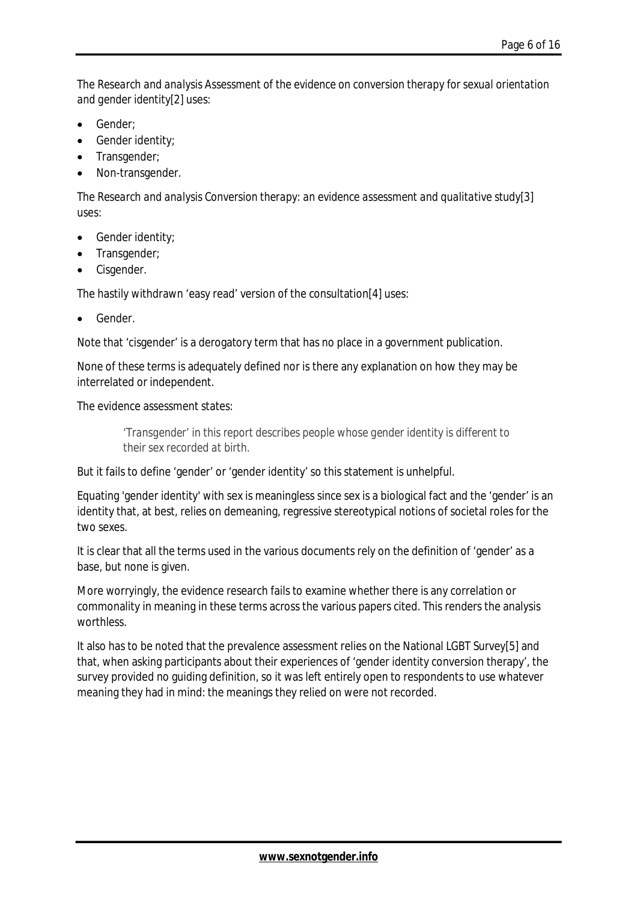The *Research and analysis Assessment of the evidence on conversion therapy for sexual orientation and gender identity*[2] uses:

- Gender;
- Gender identity;
- Transgender;
- Non-transgender.

The *Research and analysis Conversion therapy: an evidence assessment and qualitative study*[3] uses:

- Gender identity;
- Transgender;
- Cisgender.

The hastily withdrawn 'easy read' version of the consultation[4] uses:

- Gender.

Note that 'cisgender' is a derogatory term that has no place in a government publication.

None of these terms is adequately defined nor is there any explanation on how they may be interrelated or independent.

The evidence assessment states:

> 'Transgender' in this report describes people whose gender identity is different to their sex recorded at birth.

But it fails to define 'gender' or 'gender identity' so this statement is unhelpful.

Equating 'gender identity' with sex is meaningless since sex is a biological fact and the 'gender' is an identity that, at best, relies on demeaning, regressive stereotypical notions of societal roles for the two sexes.

It is clear that all the terms used in the various documents rely on the definition of 'gender' as a base, but none is given.

More worryingly, the evidence research fails to examine whether there is any correlation or commonality in meaning in these terms across the various papers cited. This renders the analysis worthless.

It also has to be noted that the prevalence assessment relies on the National LGBT Survey[5] and that, when asking participants about their experiences of 'gender identity conversion therapy', the survey provided no guiding definition, so it was left entirely open to respondents to use whatever meaning they had in mind: the meanings they relied on were not recorded.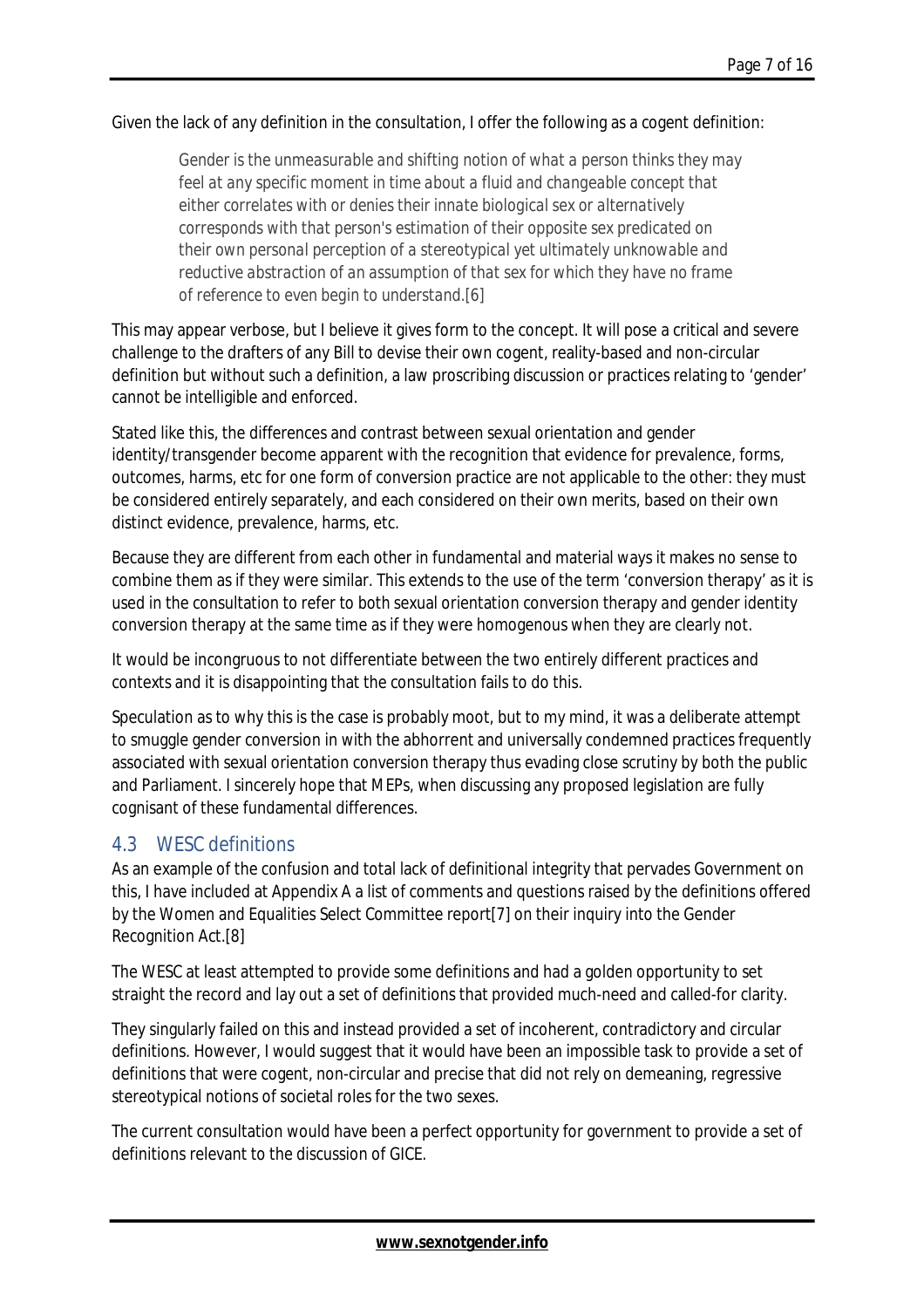Given the lack of any definition in the consultation, I offer the following as a cogent definition:

> *Gender is the unmeasurable and shifting notion of what a person thinks they may feel at any specific moment in time about a fluid and changeable concept that either correlates with or denies their innate biological sex or alternatively corresponds with that person's estimation of their opposite sex predicated on their own personal perception of a stereotypical yet ultimately unknowable and reductive abstraction of an assumption of that sex for which they have no frame of reference to even begin to understand.*[6]

This may appear verbose, but I believe it gives form to the concept. It will pose a critical and severe challenge to the drafters of any Bill to devise their own cogent, reality-based and non-circular definition but without such a definition, a law proscribing discussion or practices relating to 'gender' cannot be intelligible and enforced.

Stated like this, the differences and contrast between sexual orientation and gender identity/transgender become apparent with the recognition that evidence for prevalence, forms, outcomes, harms, etc for one form of conversion practice are not applicable to the other: they must be considered entirely separately, and each considered on their own merits, based on their own distinct evidence, prevalence, harms, etc.

Because they are different from each other in fundamental and material ways it makes no sense to combine them as if they were similar. This extends to the use of the term 'conversion therapy' as it is used in the consultation to refer to both sexual orientation conversion therapy *and* gender identity conversion therapy at the same time as if they were homogenous when they are clearly not.

It would be incongruous to not differentiate between the two entirely different practices and contexts and it is disappointing that the consultation fails to do this.

Speculation as to why this is the case is probably moot, but to my mind, it was a deliberate attempt to smuggle gender conversion in with the abhorrent and universally condemned practices frequently associated with sexual orientation conversion therapy thus evading close scrutiny by both the public and Parliament. I sincerely hope that MEPs, when discussing any proposed legislation are fully cognisant of these fundamental differences.

## 4.3 WESC definitions

As an example of the confusion and total lack of definitional integrity that pervades Government on this, I have included at Appendix A a list of comments and questions raised by the definitions offered by the Women and Equalities Select Committee report[7] on their inquiry into the Gender Recognition Act.[8]

The WESC at least attempted to provide some definitions and had a golden opportunity to set straight the record and lay out a set of definitions that provided much-need and called-for clarity.

They singularly failed on this and instead provided a set of incoherent, contradictory and circular definitions. However, I would suggest that it would have been an impossible task to provide a set of definitions that were cogent, non-circular and precise that did not rely on demeaning, regressive stereotypical notions of societal roles for the two sexes.

The current consultation would have been a perfect opportunity for government to provide a set of definitions relevant to the discussion of GICE.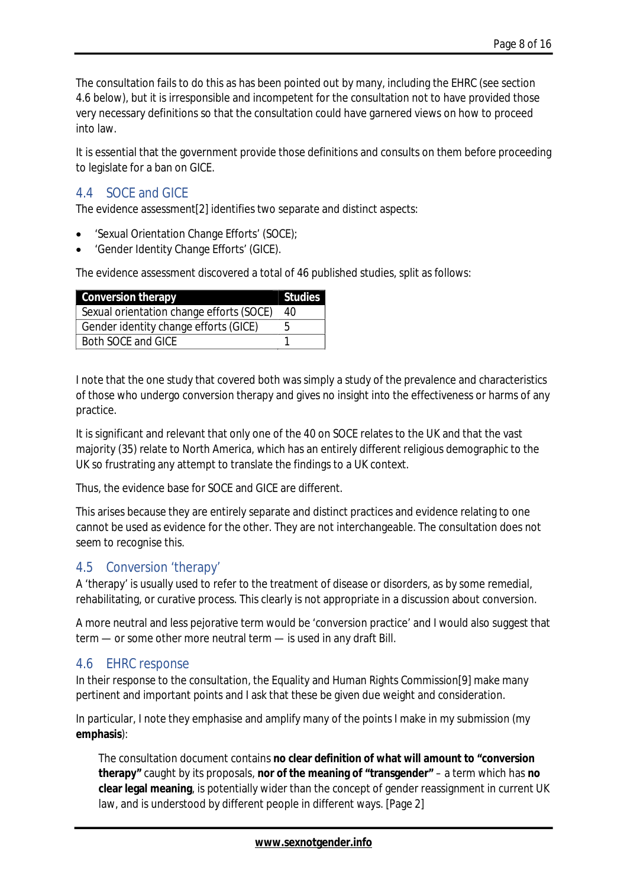The consultation fails to do this as has been pointed out by many, including the EHRC (see section 4.6 below), but it is irresponsible and incompetent for the consultation not to have provided those very necessary definitions so that the consultation could have garnered views on how to proceed into law.

It is essential that the government provide those definitions and consults on them before proceeding to legislate for a ban on GICE.

## 4.4 SOCE and GICE

The evidence assessment[2] identifies two separate and distinct aspects:

- 'Sexual Orientation Change Efforts' (SOCE);
- 'Gender Identity Change Efforts' (GICE).

The evidence assessment discovered a total of 46 published studies, split as follows:

| Conversion therapy | Studies |
|---|---|
| Sexual orientation change efforts (SOCE) | 40 |
| Gender identity change efforts (GICE) | 5 |
| Both SOCE and GICE | 1 |

I note that the one study that covered both was simply a study of the prevalence and characteristics of those who undergo conversion therapy and gives no insight into the effectiveness or harms of any practice.

It is significant and relevant that only one of the 40 on SOCE relates to the UK and that the vast majority (35) relate to North America, which has an entirely different religious demographic to the UK so frustrating any attempt to translate the findings to a UK context.

Thus, the evidence base for SOCE and GICE are different.

This arises because they are entirely separate and distinct practices and evidence relating to one cannot be used as evidence for the other. They are not interchangeable. The consultation does not seem to recognise this.

## 4.5 Conversion 'therapy'

A 'therapy' is usually used to refer to the treatment of disease or disorders, as by some remedial, rehabilitating, or curative process. This clearly is not appropriate in a discussion about conversion.

A more neutral and less pejorative term would be 'conversion practice' and I would also suggest that term — or some other more neutral term — is used in any draft Bill.

## 4.6 EHRC response

In their response to the consultation, the Equality and Human Rights Commission[9] make many pertinent and important points and I ask that these be given due weight and consideration.

In particular, I note they emphasise and amplify many of the points I make in my submission (my **emphasis**):

> The consultation document contains **no clear definition of what will amount to "conversion therapy"** caught by its proposals, **nor of the meaning of "transgender"** – a term which has **no clear legal meaning**, is potentially wider than the concept of gender reassignment in current UK law, and is understood by different people in different ways. [Page 2]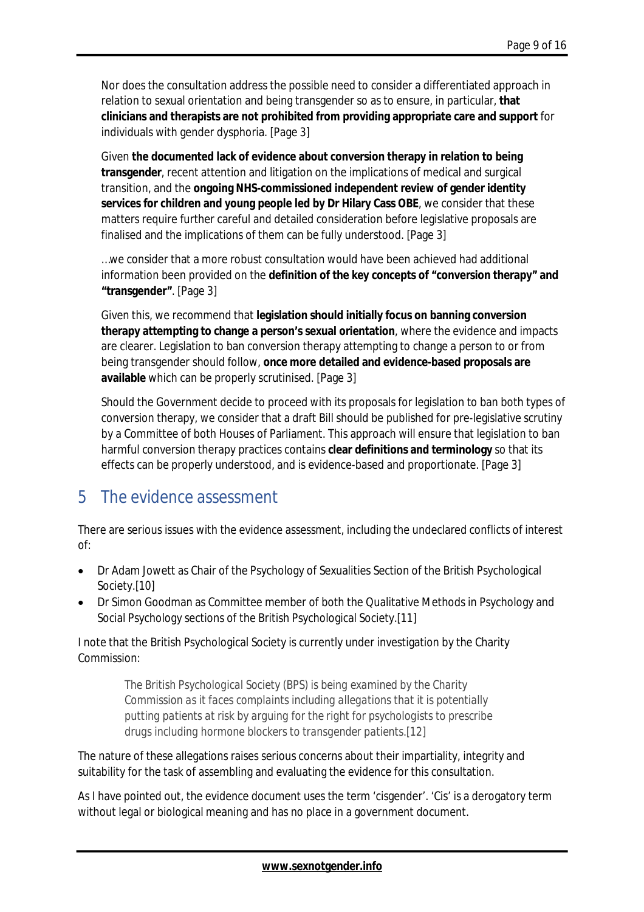Nor does the consultation address the possible need to consider a differentiated approach in relation to sexual orientation and being transgender so as to ensure, in particular, **that clinicians and therapists are not prohibited from providing appropriate care and support** for individuals with gender dysphoria. [Page 3]

Given **the documented lack of evidence about conversion therapy in relation to being transgender**, recent attention and litigation on the implications of medical and surgical transition, and the **ongoing NHS-commissioned independent review of gender identity services for children and young people led by Dr Hilary Cass OBE**, we consider that these matters require further careful and detailed consideration before legislative proposals are finalised and the implications of them can be fully understood. [Page 3]

…we consider that a more robust consultation would have been achieved had additional information been provided on the **definition of the key concepts of "conversion therapy" and "transgender"**. [Page 3]

Given this, we recommend that **legislation should initially focus on banning conversion therapy attempting to change a person's sexual orientation**, where the evidence and impacts are clearer. Legislation to ban conversion therapy attempting to change a person to or from being transgender should follow, **once more detailed and evidence-based proposals are available** which can be properly scrutinised. [Page 3]

Should the Government decide to proceed with its proposals for legislation to ban both types of conversion therapy, we consider that a draft Bill should be published for pre-legislative scrutiny by a Committee of both Houses of Parliament. This approach will ensure that legislation to ban harmful conversion therapy practices contains **clear definitions and terminology** so that its effects can be properly understood, and is evidence-based and proportionate. [Page 3]

## 5 The evidence assessment

There are serious issues with the evidence assessment, including the undeclared conflicts of interest of:

- Dr Adam Jowett as Chair of the Psychology of Sexualities Section of the British Psychological Society.[10]
- Dr Simon Goodman as Committee member of both the Qualitative Methods in Psychology and Social Psychology sections of the British Psychological Society.[11]

I note that the British Psychological Society is currently under investigation by the Charity Commission:

> The British Psychological Society (BPS) is being examined by the Charity Commission as it faces complaints including allegations that it is potentially putting patients at risk by arguing for the right for psychologists to prescribe drugs including hormone blockers to transgender patients.[12]

The nature of these allegations raises serious concerns about their impartiality, integrity and suitability for the task of assembling and evaluating the evidence for this consultation.

As I have pointed out, the evidence document uses the term 'cisgender'. 'Cis' is a derogatory term without legal or biological meaning and has no place in a government document.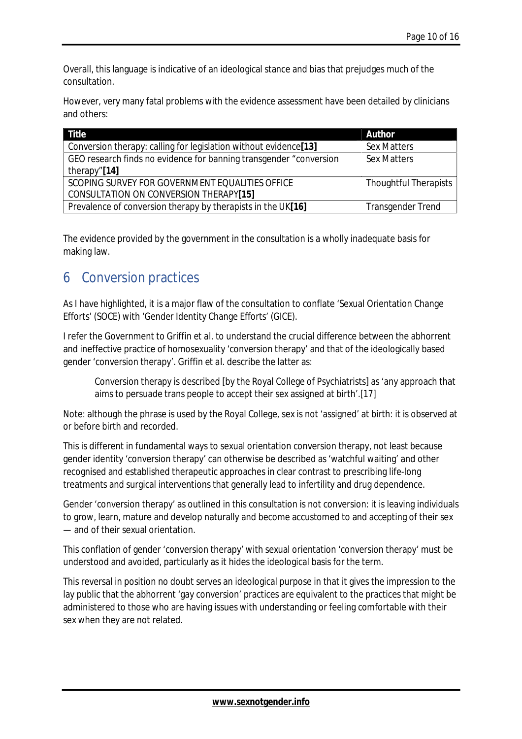Overall, this language is indicative of an ideological stance and bias that prejudges much of the consultation.

However, very many fatal problems with the evidence assessment have been detailed by clinicians and others:

| Title | Author |
|---|---|
| Conversion therapy: calling for legislation without evidence**[13]** | Sex Matters |
| GEO research finds no evidence for banning transgender "conversion therapy"**[14]** | Sex Matters |
| SCOPING SURVEY FOR GOVERNMENT EQUALITIES OFFICE CONSULTATION ON CONVERSION THERAPY**[15]** | Thoughtful Therapists |
| Prevalence of conversion therapy by therapists in the UK**[16]** | Transgender Trend |

The evidence provided by the government in the consultation is a wholly inadequate basis for making law.

## 6 Conversion practices

As I have highlighted, it is a major flaw of the consultation to conflate 'Sexual Orientation Change Efforts' (SOCE) with 'Gender Identity Change Efforts' (GICE).

I refer the Government to Griffin et al. to understand the crucial difference between the abhorrent and ineffective practice of homosexuality 'conversion therapy' and that of the ideologically based gender 'conversion therapy'. Griffin *et al.* describe the latter as:

> Conversion therapy is described [by the Royal College of Psychiatrists] as 'any approach that aims to persuade trans people to accept their sex assigned at birth'.[17]

Note: although the phrase is used by the Royal College, sex is not 'assigned' at birth: it is observed at or before birth and recorded.

This is different in fundamental ways to sexual orientation conversion therapy, not least because gender identity 'conversion therapy' can otherwise be described as 'watchful waiting' and other recognised and established therapeutic approaches in clear contrast to prescribing life-long treatments and surgical interventions that generally lead to infertility and drug dependence.

Gender 'conversion therapy' as outlined in this consultation is not conversion: it is leaving individuals to grow, learn, mature and develop naturally and become accustomed to and accepting of their sex — and of their sexual orientation.

This conflation of gender 'conversion therapy' with sexual orientation 'conversion therapy' must be understood and avoided, particularly as it hides the ideological basis for the term.

This reversal in position no doubt serves an ideological purpose in that it gives the impression to the lay public that the abhorrent 'gay conversion' practices are equivalent to the practices that might be administered to those who are having issues with understanding or feeling comfortable with their sex when they are not related.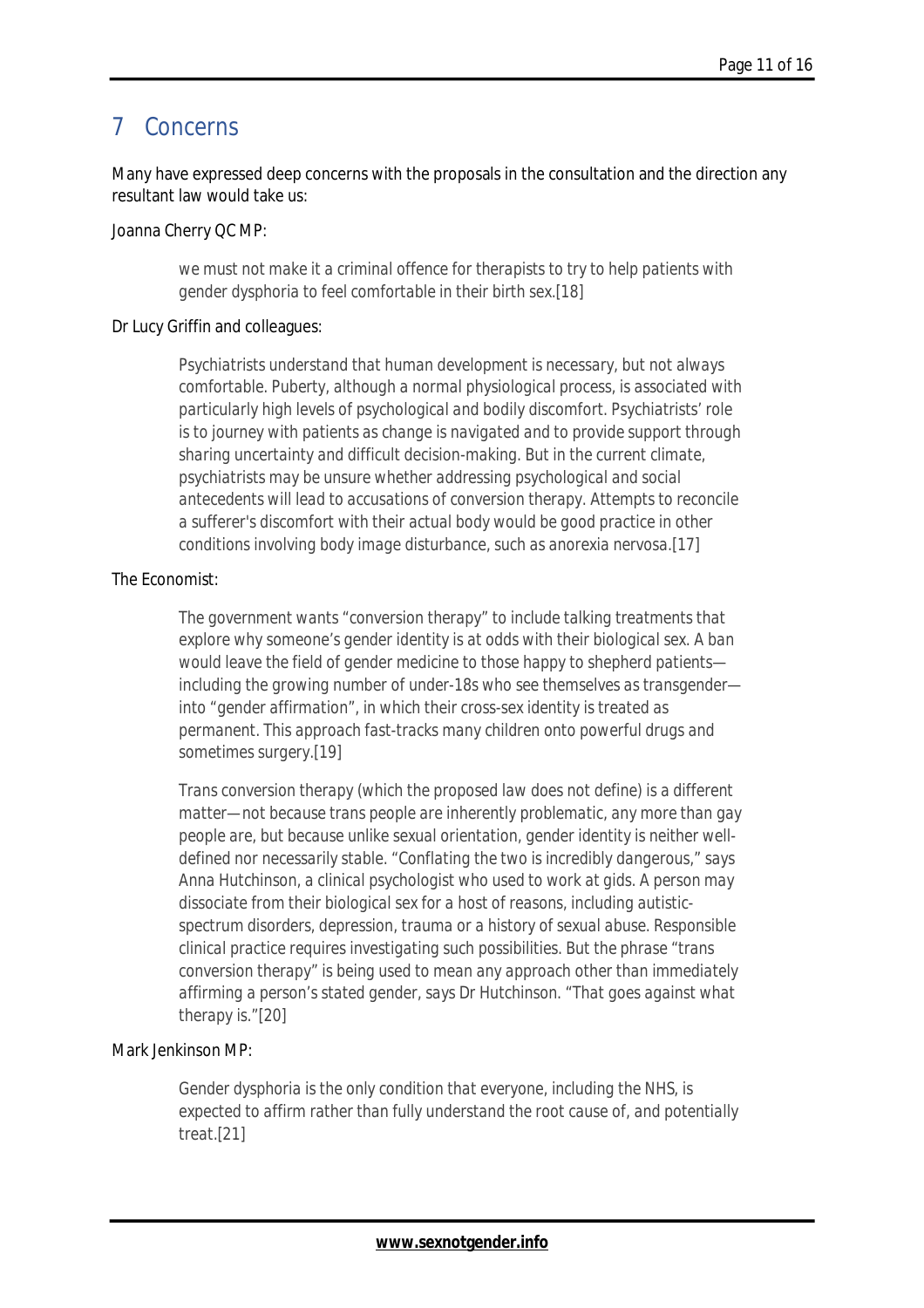# 7 Concerns

Many have expressed deep concerns with the proposals in the consultation and the direction any resultant law would take us:

Joanna Cherry QC MP:

> we must not make it a criminal offence for therapists to try to help patients with gender dysphoria to feel comfortable in their birth sex.[18]

Dr Lucy Griffin and colleagues:

> Psychiatrists understand that human development is necessary, but not always comfortable. Puberty, although a normal physiological process, is associated with particularly high levels of psychological and bodily discomfort. Psychiatrists' role is to journey with patients as change is navigated and to provide support through sharing uncertainty and difficult decision-making. But in the current climate, psychiatrists may be unsure whether addressing psychological and social antecedents will lead to accusations of conversion therapy. Attempts to reconcile a sufferer's discomfort with their actual body would be good practice in other conditions involving body image disturbance, such as anorexia nervosa.[17]

The Economist:

> The government wants "conversion therapy" to include talking treatments that explore why someone's gender identity is at odds with their biological sex. A ban would leave the field of gender medicine to those happy to shepherd patients—including the growing number of under-18s who see themselves as transgender—into "gender affirmation", in which their cross-sex identity is treated as permanent. This approach fast-tracks many children onto powerful drugs and sometimes surgery.[19]
>
> Trans conversion therapy (which the proposed law does not define) is a different matter—not because trans people are inherently problematic, any more than gay people are, but because unlike sexual orientation, gender identity is neither well-defined nor necessarily stable. "Conflating the two is incredibly dangerous," says Anna Hutchinson, a clinical psychologist who used to work at gids. A person may dissociate from their biological sex for a host of reasons, including autistic-spectrum disorders, depression, trauma or a history of sexual abuse. Responsible clinical practice requires investigating such possibilities. But the phrase "trans conversion therapy" is being used to mean any approach other than immediately affirming a person's stated gender, says Dr Hutchinson. "That goes against what therapy is."[20]

Mark Jenkinson MP:

> Gender dysphoria is the only condition that everyone, including the NHS, is expected to affirm rather than fully understand the root cause of, and potentially treat.[21]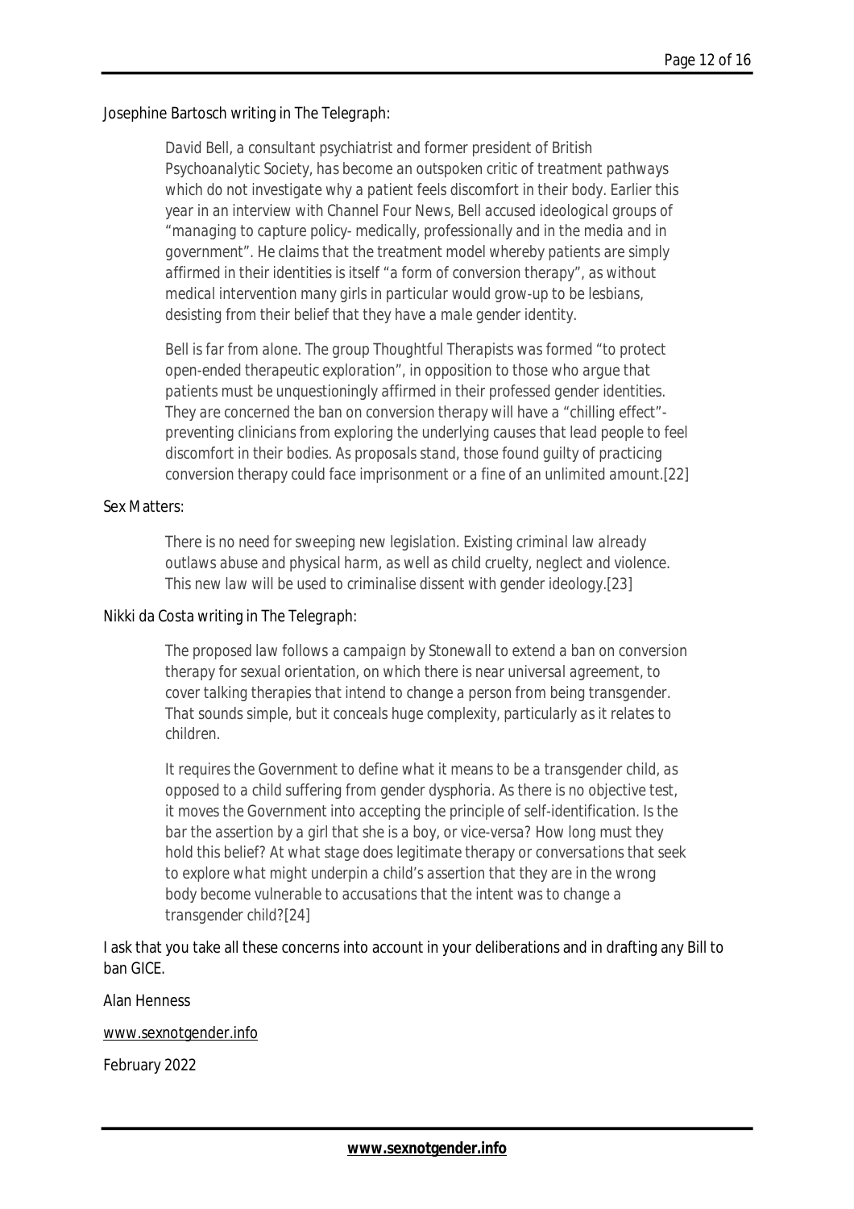Josephine Bartosch writing in The Telegraph:

> *David Bell, a consultant psychiatrist and former president of British Psychoanalytic Society, has become an outspoken critic of treatment pathways which do not investigate why a patient feels discomfort in their body. Earlier this year in an interview with Channel Four News, Bell accused ideological groups of "managing to capture policy- medically, professionally and in the media and in government". He claims that the treatment model whereby patients are simply affirmed in their identities is itself "a form of conversion therapy", as without medical intervention many girls in particular would grow-up to be lesbians, desisting from their belief that they have a male gender identity.*
>
> *Bell is far from alone. The group Thoughtful Therapists was formed "to protect open-ended therapeutic exploration", in opposition to those who argue that patients must be unquestioningly affirmed in their professed gender identities. They are concerned the ban on conversion therapy will have a "chilling effect"- preventing clinicians from exploring the underlying causes that lead people to feel discomfort in their bodies. As proposals stand, those found guilty of practicing conversion therapy could face imprisonment or a fine of an unlimited amount.*[22]

Sex Matters:

> *There is no need for sweeping new legislation. Existing criminal law already outlaws abuse and physical harm, as well as child cruelty, neglect and violence. This new law will be used to criminalise dissent with gender ideology.*[23]

Nikki da Costa writing in The Telegraph:

> *The proposed law follows a campaign by Stonewall to extend a ban on conversion therapy for sexual orientation, on which there is near universal agreement, to cover talking therapies that intend to change a person from being transgender. That sounds simple, but it conceals huge complexity, particularly as it relates to children.*
>
> *It requires the Government to define what it means to be a transgender child, as opposed to a child suffering from gender dysphoria. As there is no objective test, it moves the Government into accepting the principle of self-identification. Is the bar the assertion by a girl that she is a boy, or vice-versa? How long must they hold this belief? At what stage does legitimate therapy or conversations that seek to explore what might underpin a child's assertion that they are in the wrong body become vulnerable to accusations that the intent was to change a transgender child?*[24]

I ask that you take all these concerns into account in your deliberations and in drafting any Bill to ban GICE.

Alan Henness

www.sexnotgender.info

February 2022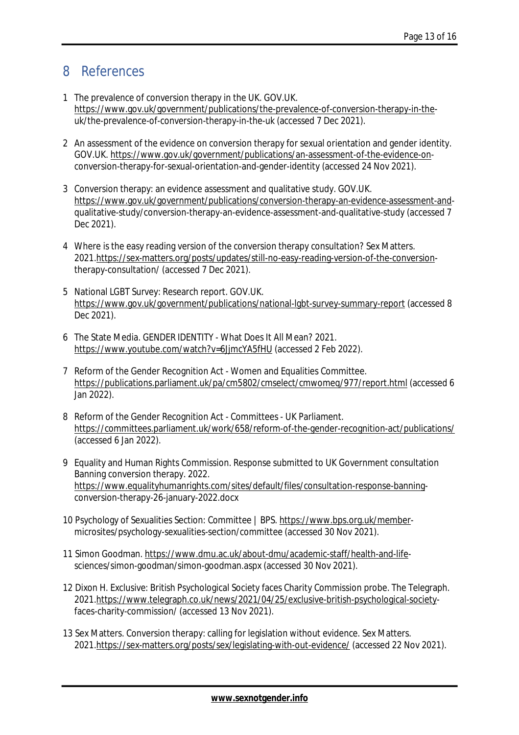# 8 References

1. The prevalence of conversion therapy in the UK. GOV.UK. https://www.gov.uk/government/publications/the-prevalence-of-conversion-therapy-in-the-uk/the-prevalence-of-conversion-therapy-in-the-uk (accessed 7 Dec 2021).

2. An assessment of the evidence on conversion therapy for sexual orientation and gender identity. GOV.UK. https://www.gov.uk/government/publications/an-assessment-of-the-evidence-on-conversion-therapy-for-sexual-orientation-and-gender-identity (accessed 24 Nov 2021).

3. Conversion therapy: an evidence assessment and qualitative study. GOV.UK. https://www.gov.uk/government/publications/conversion-therapy-an-evidence-assessment-and-qualitative-study/conversion-therapy-an-evidence-assessment-and-qualitative-study (accessed 7 Dec 2021).

4. Where is the easy reading version of the conversion therapy consultation? Sex Matters. 2021.https://sex-matters.org/posts/updates/still-no-easy-reading-version-of-the-conversion-therapy-consultation/ (accessed 7 Dec 2021).

5. National LGBT Survey: Research report. GOV.UK. https://www.gov.uk/government/publications/national-lgbt-survey-summary-report (accessed 8 Dec 2021).

6. The State Media. GENDER IDENTITY - What Does It All Mean? 2021. https://www.youtube.com/watch?v=6JjmcYA5fHU (accessed 2 Feb 2022).

7. Reform of the Gender Recognition Act - Women and Equalities Committee. https://publications.parliament.uk/pa/cm5802/cmselect/cmwomeq/977/report.html (accessed 6 Jan 2022).

8. Reform of the Gender Recognition Act - Committees - UK Parliament. https://committees.parliament.uk/work/658/reform-of-the-gender-recognition-act/publications/ (accessed 6 Jan 2022).

9. Equality and Human Rights Commission. Response submitted to UK Government consultation Banning conversion therapy. 2022. https://www.equalityhumanrights.com/sites/default/files/consultation-response-banning-conversion-therapy-26-january-2022.docx

10. Psychology of Sexualities Section: Committee | BPS. https://www.bps.org.uk/member-microsites/psychology-sexualities-section/committee (accessed 30 Nov 2021).

11. Simon Goodman. https://www.dmu.ac.uk/about-dmu/academic-staff/health-and-life-sciences/simon-goodman/simon-goodman.aspx (accessed 30 Nov 2021).

12. Dixon H. Exclusive: British Psychological Society faces Charity Commission probe. The Telegraph. 2021.https://www.telegraph.co.uk/news/2021/04/25/exclusive-british-psychological-society-faces-charity-commission/ (accessed 13 Nov 2021).

13. Sex Matters. Conversion therapy: calling for legislation without evidence. Sex Matters. 2021.https://sex-matters.org/posts/sex/legislating-with-out-evidence/ (accessed 22 Nov 2021).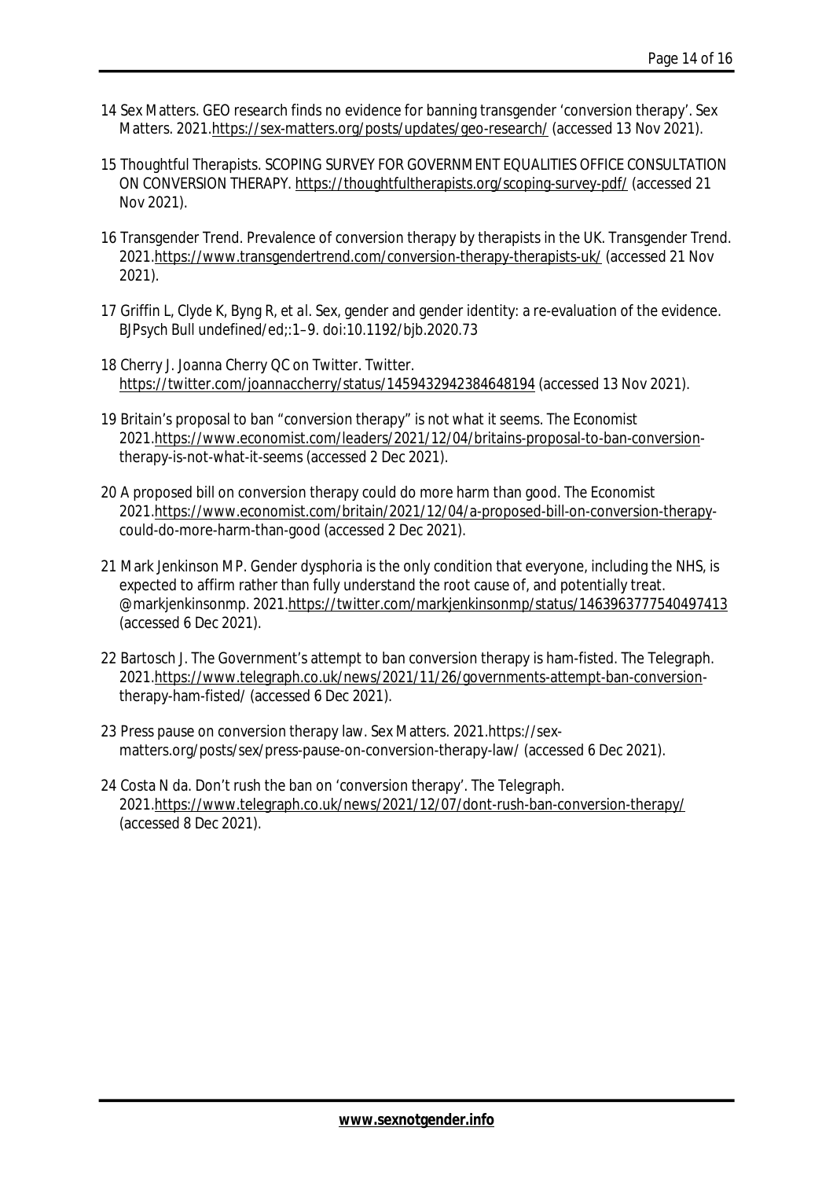14 Sex Matters. GEO research finds no evidence for banning transgender 'conversion therapy'. Sex Matters. 2021.https://sex-matters.org/posts/updates/geo-research/ (accessed 13 Nov 2021).

15 Thoughtful Therapists. SCOPING SURVEY FOR GOVERNMENT EQUALITIES OFFICE CONSULTATION ON CONVERSION THERAPY. https://thoughtfultherapists.org/scoping-survey-pdf/ (accessed 21 Nov 2021).

16 Transgender Trend. Prevalence of conversion therapy by therapists in the UK. Transgender Trend. 2021.https://www.transgendertrend.com/conversion-therapy-therapists-uk/ (accessed 21 Nov 2021).

17 Griffin L, Clyde K, Byng R, *et al.* Sex, gender and gender identity: a re-evaluation of the evidence. *BJPsych Bull* undefined/ed;:1–9. doi:10.1192/bjb.2020.73

18 Cherry J. Joanna Cherry QC on Twitter. Twitter. https://twitter.com/joannaccherry/status/1459432942384648194 (accessed 13 Nov 2021).

19 Britain's proposal to ban "conversion therapy" is not what it seems. The Economist 2021.https://www.economist.com/leaders/2021/12/04/britains-proposal-to-ban-conversion-therapy-is-not-what-it-seems (accessed 2 Dec 2021).

20 A proposed bill on conversion therapy could do more harm than good. The Economist 2021.https://www.economist.com/britain/2021/12/04/a-proposed-bill-on-conversion-therapy-could-do-more-harm-than-good (accessed 2 Dec 2021).

21 Mark Jenkinson MP. Gender dysphoria is the only condition that everyone, including the NHS, is expected to affirm rather than fully understand the root cause of, and potentially treat. @markjenkinsonmp. 2021.https://twitter.com/markjenkinsonmp/status/1463963777540497413 (accessed 6 Dec 2021).

22 Bartosch J. The Government's attempt to ban conversion therapy is ham-fisted. The Telegraph. 2021.https://www.telegraph.co.uk/news/2021/11/26/governments-attempt-ban-conversion-therapy-ham-fisted/ (accessed 6 Dec 2021).

23 Press pause on conversion therapy law. Sex Matters. 2021.https://sex-matters.org/posts/sex/press-pause-on-conversion-therapy-law/ (accessed 6 Dec 2021).

24 Costa N da. Don't rush the ban on 'conversion therapy'. The Telegraph. 2021.https://www.telegraph.co.uk/news/2021/12/07/dont-rush-ban-conversion-therapy/ (accessed 8 Dec 2021).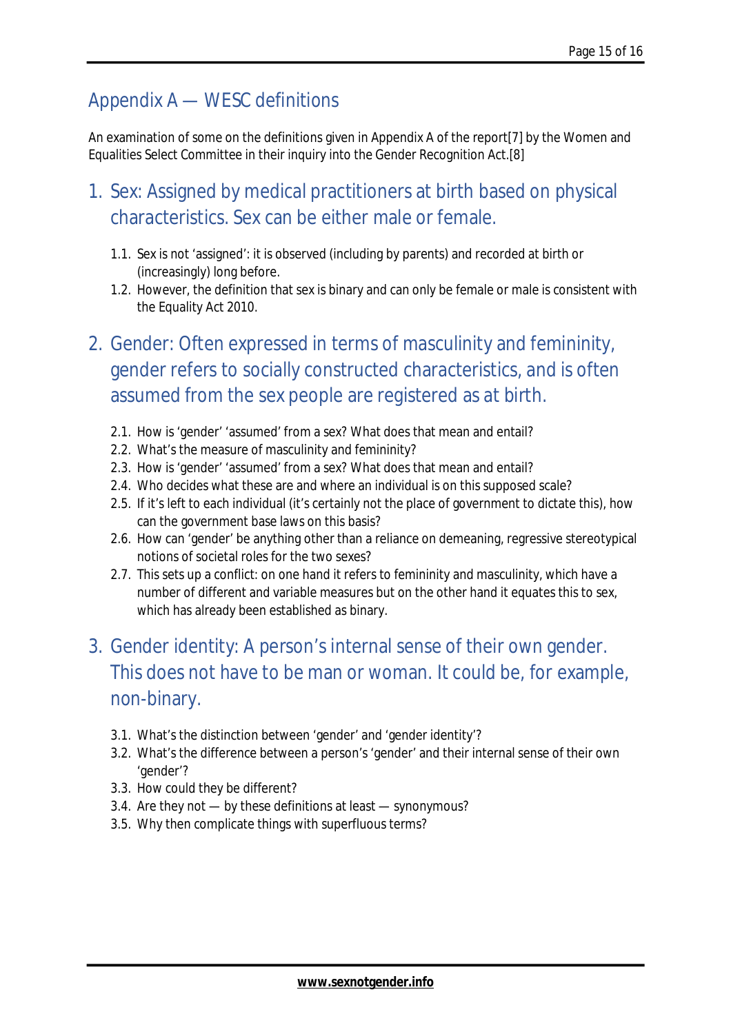## Appendix A — WESC definitions

An examination of some on the definitions given in Appendix A of the report[7] by the Women and Equalities Select Committee in their inquiry into the Gender Recognition Act.[8]

### 1. Sex: Assigned by medical practitioners at birth based on physical characteristics. Sex can be either male or female.

1.1. Sex is not 'assigned': it is observed (including by parents) and recorded at birth or (increasingly) long before.

1.2. However, the definition that sex is binary and can only be female or male is consistent with the Equality Act 2010.

### 2. Gender: Often expressed in terms of masculinity and femininity, gender refers to socially constructed characteristics, and is often assumed from the sex people are registered as at birth.

2.1. How is 'gender' 'assumed' from a sex? What does that mean and entail?

2.2. What's the measure of masculinity and femininity?

2.3. How is 'gender' 'assumed' from a sex? What does that mean and entail?

2.4. Who decides what these are and where an individual is on this supposed scale?

2.5. If it's left to each individual (it's certainly not the place of government to dictate this), how can the government base laws on this basis?

2.6. How can 'gender' be anything other than a reliance on demeaning, regressive stereotypical notions of societal roles for the two sexes?

2.7. This sets up a conflict: on one hand it refers to femininity and masculinity, which have a number of different and variable measures but on the other hand it equates this to sex, which has already been established as binary.

### 3. Gender identity: A person's internal sense of their own gender. This does not have to be man or woman. It could be, for example, non-binary.

3.1. What's the distinction between 'gender' and 'gender identity'?

3.2. What's the difference between a person's 'gender' and their internal sense of their own 'gender'?

3.3. How could they be different?

3.4. Are they not — by these definitions at least — synonymous?

3.5. Why then complicate things with superfluous terms?

**www.sexnotgender.info**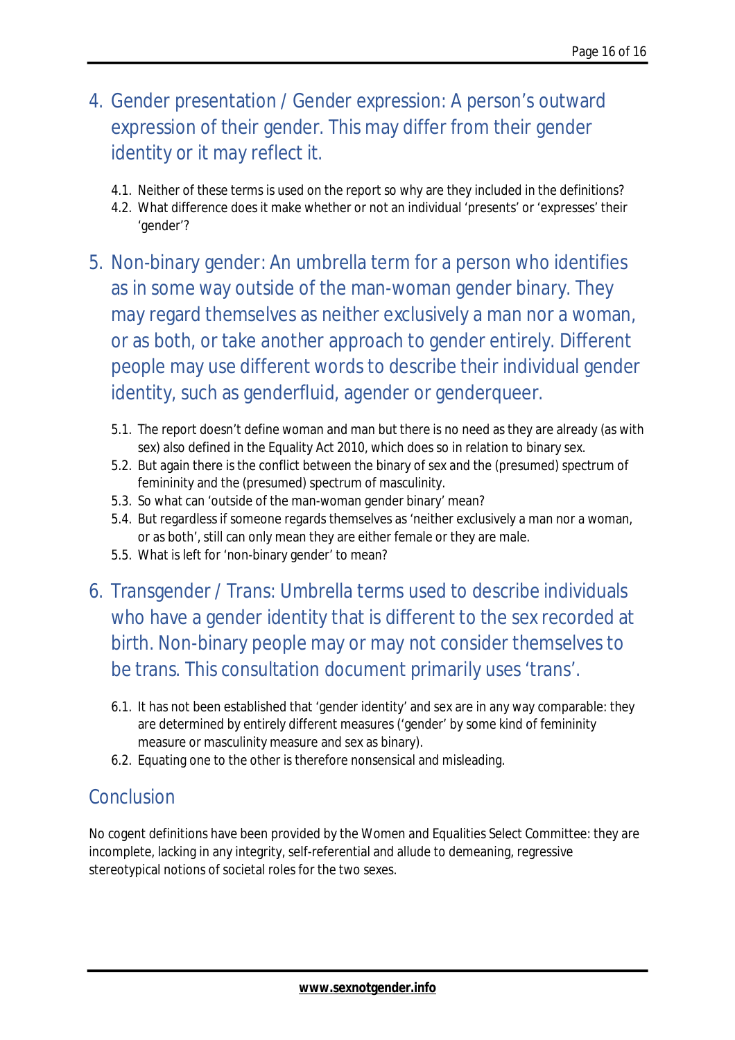4. Gender presentation / Gender expression: A person's outward expression of their gender. This may differ from their gender identity or it may reflect it.

    4.1. Neither of these terms is used on the report so why are they included in the definitions?
    4.2. What difference does it make whether or not an individual 'presents' or 'expresses' their 'gender'?

5. Non-binary gender: An umbrella term for a person who identifies as in some way outside of the man-woman gender binary. They may regard themselves as neither exclusively a man nor a woman, or as both, or take another approach to gender entirely. Different people may use different words to describe their individual gender identity, such as genderfluid, agender or genderqueer.

    5.1. The report doesn't define woman and man but there is no need as they are already (as with sex) also defined in the Equality Act 2010, which does so in relation to binary sex.
    5.2. But again there is the conflict between the binary of sex and the (presumed) spectrum of femininity and the (presumed) spectrum of masculinity.
    5.3. So what can 'outside of the man-woman gender binary' mean?
    5.4. But regardless if someone regards themselves as 'neither exclusively a man nor a woman, or as both', still can only mean they are either female or they are male.
    5.5. What is left for 'non-binary gender' to mean?

6. Transgender / Trans: Umbrella terms used to describe individuals who have a gender identity that is different to the sex recorded at birth. Non-binary people may or may not consider themselves to be trans. This consultation document primarily uses 'trans'.

    6.1. It has not been established that 'gender identity' and sex are in any way comparable: they are determined by entirely different measures ('gender' by some kind of femininity measure or masculinity measure and sex as binary).
    6.2. Equating one to the other is therefore nonsensical and misleading.

## Conclusion

No cogent definitions have been provided by the Women and Equalities Select Committee: they are incomplete, lacking in any integrity, self-referential and allude to demeaning, regressive stereotypical notions of societal roles for the two sexes.